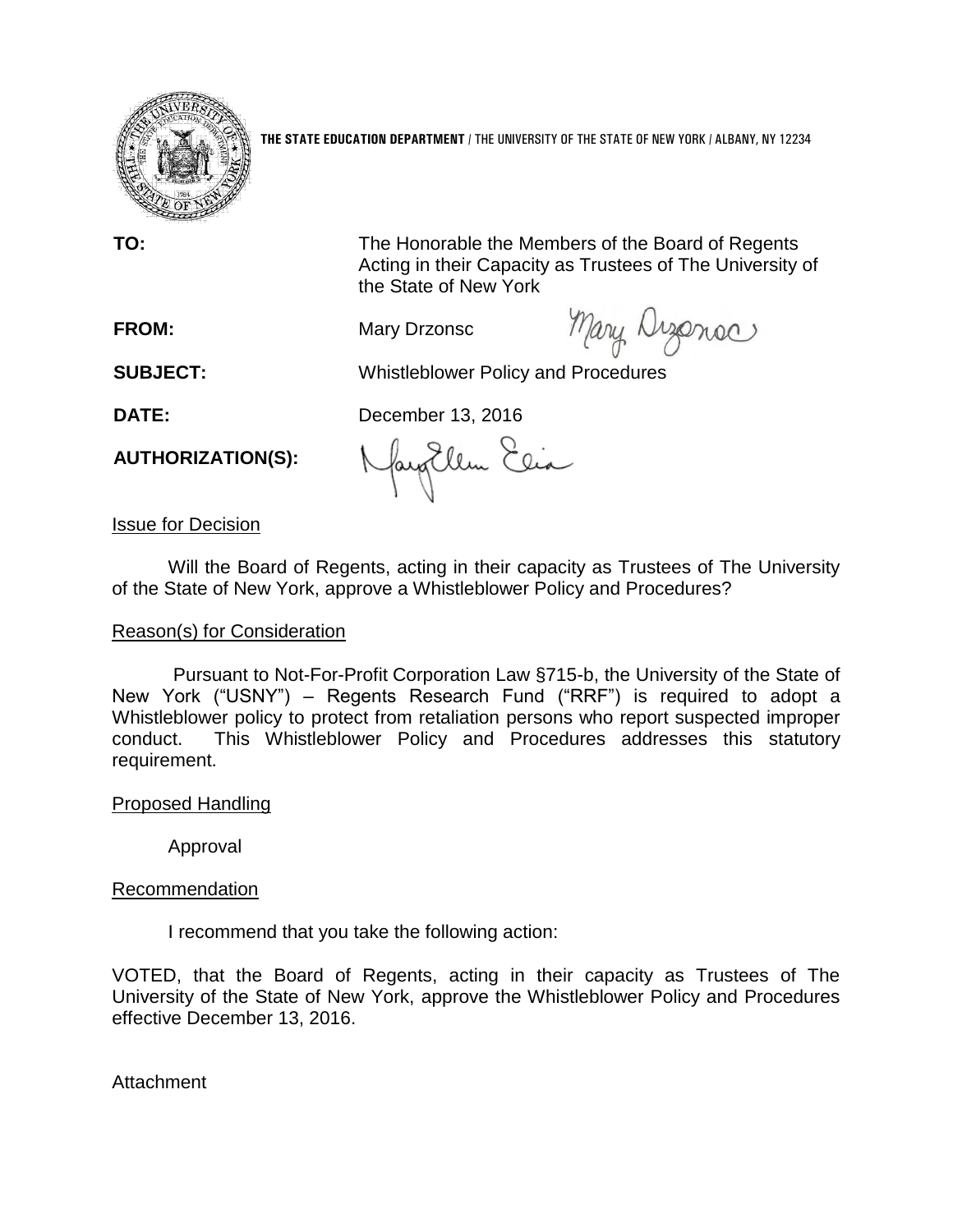**THE STATE EDUCATION DEPARTMENT** / THE UNIVERSITY OF THE STATE OF NEW YORK / ALBANY, NY 12234

**TO:** The Honorable the Members of the Board of Regents Acting in their Capacity as Trustees of The University of the State of New York

**FROM:** Mary Drzonsc

**SUBJECT:** Whistleblower Policy and Procedures

**DATE:** December 13, 2016

**AUTHORIZATION(S):**

## Issue for Decision

Will the Board of Regents, acting in their capacity as Trustees of The University of the State of New York, approve a Whistleblower Policy and Procedures?

## Reason(s) for Consideration

Pursuant to Not-For-Profit Corporation Law §715-b, the University of the State of New York ("USNY") – Regents Research Fund ("RRF") is required to adopt a Whistleblower policy to protect from retaliation persons who report suspected improper conduct. This Whistleblower Policy and Procedures addresses this statutory requirement.

## Proposed Handling

Approval

## Recommendation

I recommend that you take the following action:

VOTED, that the Board of Regents, acting in their capacity as Trustees of The University of the State of New York, approve the Whistleblower Policy and Procedures effective December 13, 2016.

Attachment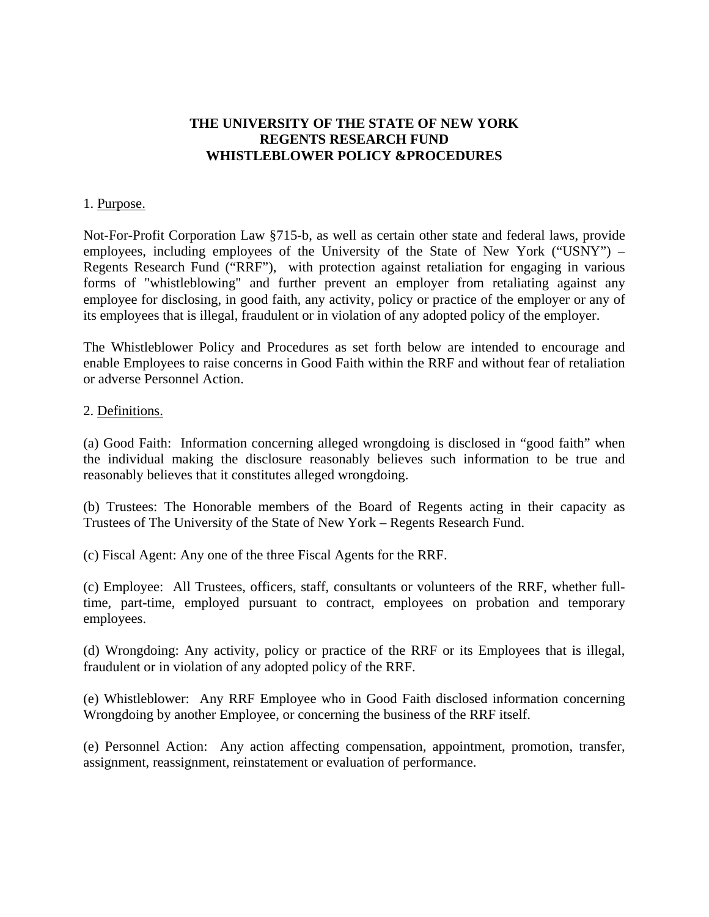**THE UNIVERSITY OF THE STATE OF NEW YORK**
**REGENTS RESEARCH FUND**
**WHISTLEBLOWER POLICY &PROCEDURES**

1. Purpose.

Not-For-Profit Corporation Law §715-b, as well as certain other state and federal laws, provide employees, including employees of the University of the State of New York ("USNY") – Regents Research Fund ("RRF"), with protection against retaliation for engaging in various forms of "whistleblowing" and further prevent an employer from retaliating against any employee for disclosing, in good faith, any activity, policy or practice of the employer or any of its employees that is illegal, fraudulent or in violation of any adopted policy of the employer.

The Whistleblower Policy and Procedures as set forth below are intended to encourage and enable Employees to raise concerns in Good Faith within the RRF and without fear of retaliation or adverse Personnel Action.

2. Definitions.

(a) Good Faith: Information concerning alleged wrongdoing is disclosed in "good faith" when the individual making the disclosure reasonably believes such information to be true and reasonably believes that it constitutes alleged wrongdoing.

(b) Trustees: The Honorable members of the Board of Regents acting in their capacity as Trustees of The University of the State of New York – Regents Research Fund.

(c) Fiscal Agent: Any one of the three Fiscal Agents for the RRF.

(c) Employee: All Trustees, officers, staff, consultants or volunteers of the RRF, whether full-time, part-time, employed pursuant to contract, employees on probation and temporary employees.

(d) Wrongdoing: Any activity, policy or practice of the RRF or its Employees that is illegal, fraudulent or in violation of any adopted policy of the RRF.

(e) Whistleblower: Any RRF Employee who in Good Faith disclosed information concerning Wrongdoing by another Employee, or concerning the business of the RRF itself.

(e) Personnel Action: Any action affecting compensation, appointment, promotion, transfer, assignment, reassignment, reinstatement or evaluation of performance.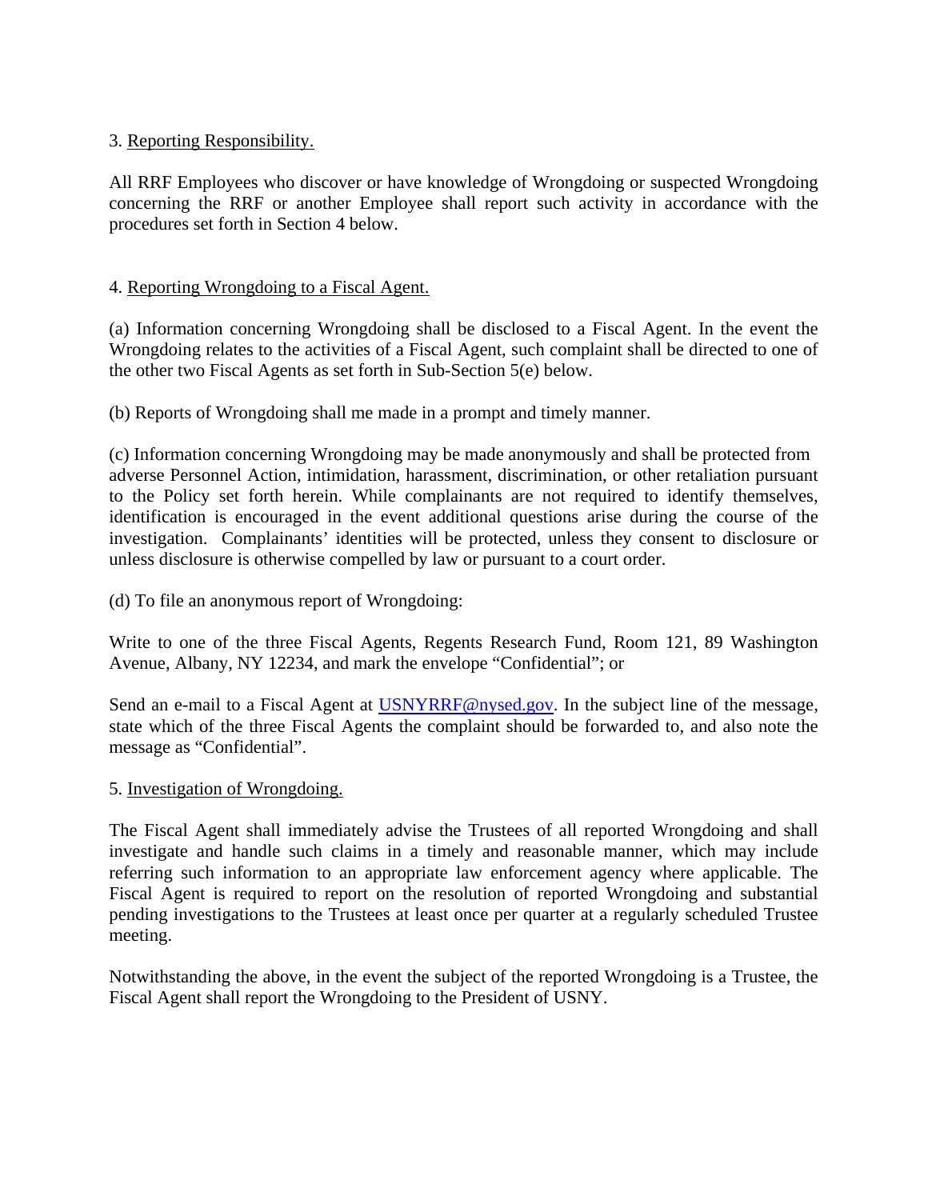3. Reporting Responsibility.

All RRF Employees who discover or have knowledge of Wrongdoing or suspected Wrongdoing concerning the RRF or another Employee shall report such activity in accordance with the procedures set forth in Section 4 below.

4. Reporting Wrongdoing to a Fiscal Agent.

(a) Information concerning Wrongdoing shall be disclosed to a Fiscal Agent. In the event the Wrongdoing relates to the activities of a Fiscal Agent, such complaint shall be directed to one of the other two Fiscal Agents as set forth in Sub-Section 5(e) below.

(b) Reports of Wrongdoing shall me made in a prompt and timely manner.

(c) Information concerning Wrongdoing may be made anonymously and shall be protected from adverse Personnel Action, intimidation, harassment, discrimination, or other retaliation pursuant to the Policy set forth herein. While complainants are not required to identify themselves, identification is encouraged in the event additional questions arise during the course of the investigation. Complainants' identities will be protected, unless they consent to disclosure or unless disclosure is otherwise compelled by law or pursuant to a court order.

(d) To file an anonymous report of Wrongdoing:

Write to one of the three Fiscal Agents, Regents Research Fund, Room 121, 89 Washington Avenue, Albany, NY 12234, and mark the envelope "Confidential"; or

Send an e-mail to a Fiscal Agent at USNYRRF@nysed.gov. In the subject line of the message, state which of the three Fiscal Agents the complaint should be forwarded to, and also note the message as "Confidential".

5. Investigation of Wrongdoing.

The Fiscal Agent shall immediately advise the Trustees of all reported Wrongdoing and shall investigate and handle such claims in a timely and reasonable manner, which may include referring such information to an appropriate law enforcement agency where applicable. The Fiscal Agent is required to report on the resolution of reported Wrongdoing and substantial pending investigations to the Trustees at least once per quarter at a regularly scheduled Trustee meeting.

Notwithstanding the above, in the event the subject of the reported Wrongdoing is a Trustee, the Fiscal Agent shall report the Wrongdoing to the President of USNY.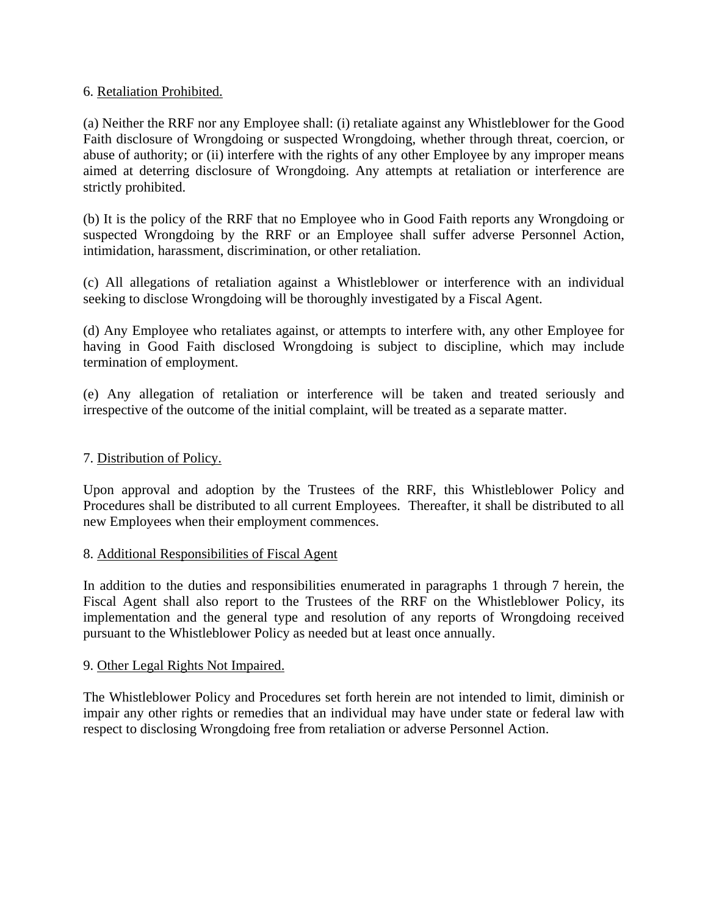6. <u>Retaliation Prohibited.</u>

(a) Neither the RRF nor any Employee shall: (i) retaliate against any Whistleblower for the Good Faith disclosure of Wrongdoing or suspected Wrongdoing, whether through threat, coercion, or abuse of authority; or (ii) interfere with the rights of any other Employee by any improper means aimed at deterring disclosure of Wrongdoing. Any attempts at retaliation or interference are strictly prohibited.

(b) It is the policy of the RRF that no Employee who in Good Faith reports any Wrongdoing or suspected Wrongdoing by the RRF or an Employee shall suffer adverse Personnel Action, intimidation, harassment, discrimination, or other retaliation.

(c) All allegations of retaliation against a Whistleblower or interference with an individual seeking to disclose Wrongdoing will be thoroughly investigated by a Fiscal Agent.

(d) Any Employee who retaliates against, or attempts to interfere with, any other Employee for having in Good Faith disclosed Wrongdoing is subject to discipline, which may include termination of employment.

(e) Any allegation of retaliation or interference will be taken and treated seriously and irrespective of the outcome of the initial complaint, will be treated as a separate matter.

7. <u>Distribution of Policy.</u>

Upon approval and adoption by the Trustees of the RRF, this Whistleblower Policy and Procedures shall be distributed to all current Employees. Thereafter, it shall be distributed to all new Employees when their employment commences.

8. <u>Additional Responsibilities of Fiscal Agent</u>

In addition to the duties and responsibilities enumerated in paragraphs 1 through 7 herein, the Fiscal Agent shall also report to the Trustees of the RRF on the Whistleblower Policy, its implementation and the general type and resolution of any reports of Wrongdoing received pursuant to the Whistleblower Policy as needed but at least once annually.

9. <u>Other Legal Rights Not Impaired.</u>

The Whistleblower Policy and Procedures set forth herein are not intended to limit, diminish or impair any other rights or remedies that an individual may have under state or federal law with respect to disclosing Wrongdoing free from retaliation or adverse Personnel Action.